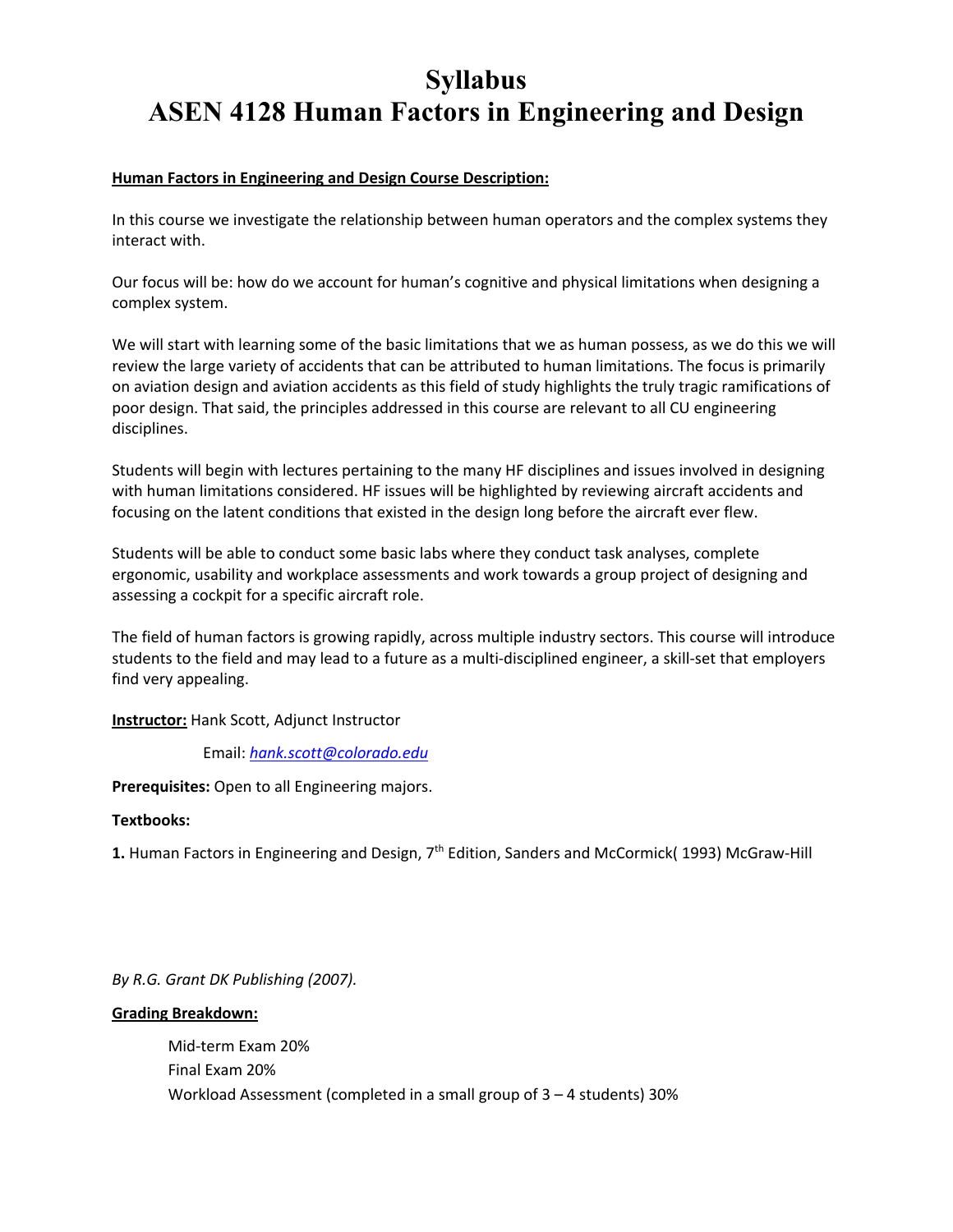# Syllabus
# ASEN 4128 Human Factors in Engineering and Design

**Human Factors in Engineering and Design Course Description:**

In this course we investigate the relationship between human operators and the complex systems they interact with.

Our focus will be: how do we account for human's cognitive and physical limitations when designing a complex system.

We will start with learning some of the basic limitations that we as human possess, as we do this we will review the large variety of accidents that can be attributed to human limitations. The focus is primarily on aviation design and aviation accidents as this field of study highlights the truly tragic ramifications of poor design. That said, the principles addressed in this course are relevant to all CU engineering disciplines.

Students will begin with lectures pertaining to the many HF disciplines and issues involved in designing with human limitations considered. HF issues will be highlighted by reviewing aircraft accidents and focusing on the latent conditions that existed in the design long before the aircraft ever flew.

Students will be able to conduct some basic labs where they conduct task analyses, complete ergonomic, usability and workplace assessments and work towards a group project of designing and assessing a cockpit for a specific aircraft role.

The field of human factors is growing rapidly, across multiple industry sectors. This course will introduce students to the field and may lead to a future as a multi-disciplined engineer, a skill-set that employers find very appealing.

**Instructor:** Hank Scott, Adjunct Instructor

Email: *hank.scott@colorado.edu*

**Prerequisites:** Open to all Engineering majors.

**Textbooks:**

**1.** Human Factors in Engineering and Design, 7th Edition, Sanders and McCormick( 1993) McGraw-Hill

*By R.G. Grant DK Publishing (2007).*

**Grading Breakdown:**

Mid-term Exam 20%
Final Exam 20%
Workload Assessment (completed in a small group of 3 – 4 students) 30%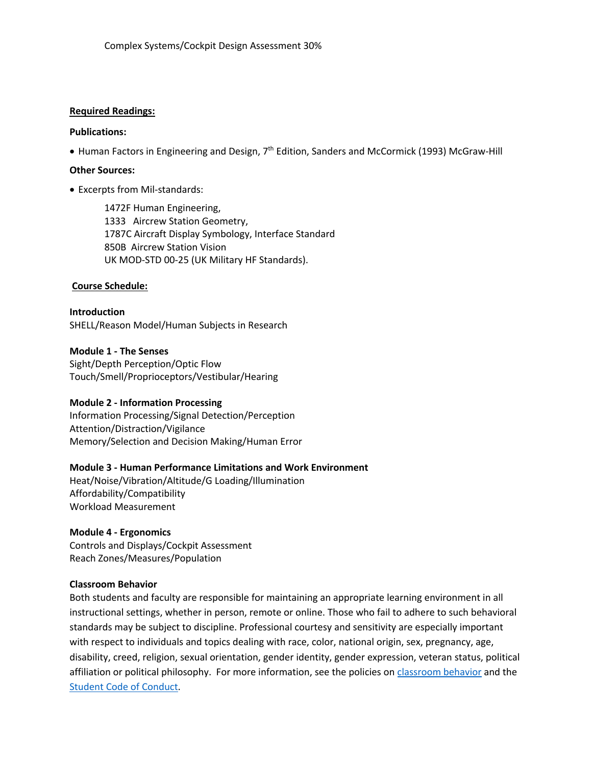Complex Systems/Cockpit Design Assessment 30%

**Required Readings:**

**Publications:**

- Human Factors in Engineering and Design, 7th Edition, Sanders and McCormick (1993) McGraw-Hill

**Other Sources:**

- Excerpts from Mil-standards:

  1472F Human Engineering,
  1333 Aircrew Station Geometry,
  1787C Aircraft Display Symbology, Interface Standard
  850B Aircrew Station Vision
  UK MOD-STD 00-25 (UK Military HF Standards).

**Course Schedule:**

**Introduction**
SHELL/Reason Model/Human Subjects in Research

**Module 1 - The Senses**
Sight/Depth Perception/Optic Flow
Touch/Smell/Proprioceptors/Vestibular/Hearing

**Module 2 - Information Processing**
Information Processing/Signal Detection/Perception
Attention/Distraction/Vigilance
Memory/Selection and Decision Making/Human Error

**Module 3 - Human Performance Limitations and Work Environment**
Heat/Noise/Vibration/Altitude/G Loading/Illumination
Affordability/Compatibility
Workload Measurement

**Module 4 - Ergonomics**
Controls and Displays/Cockpit Assessment
Reach Zones/Measures/Population

**Classroom Behavior**
Both students and faculty are responsible for maintaining an appropriate learning environment in all instructional settings, whether in person, remote or online. Those who fail to adhere to such behavioral standards may be subject to discipline. Professional courtesy and sensitivity are especially important with respect to individuals and topics dealing with race, color, national origin, sex, pregnancy, age, disability, creed, religion, sexual orientation, gender identity, gender expression, veteran status, political affiliation or political philosophy. For more information, see the policies on classroom behavior and the Student Code of Conduct.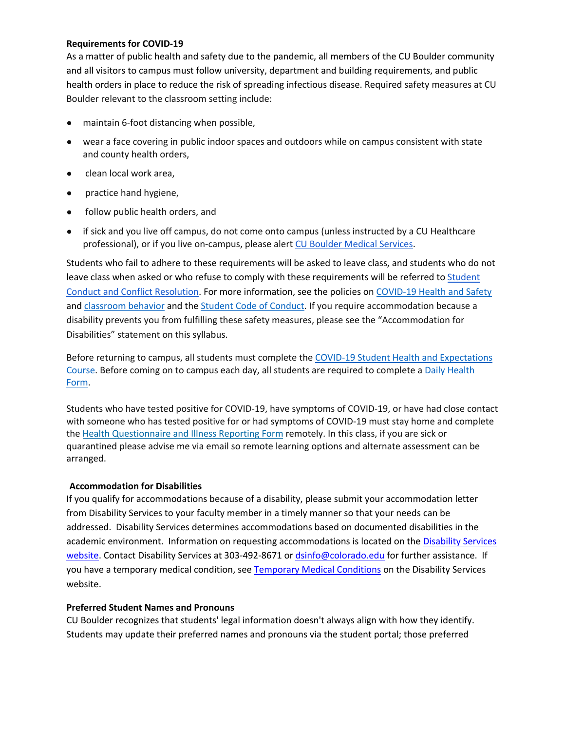**Requirements for COVID-19**

As a matter of public health and safety due to the pandemic, all members of the CU Boulder community and all visitors to campus must follow university, department and building requirements, and public health orders in place to reduce the risk of spreading infectious disease. Required safety measures at CU Boulder relevant to the classroom setting include:

- maintain 6-foot distancing when possible,
- wear a face covering in public indoor spaces and outdoors while on campus consistent with state and county health orders,
- clean local work area,
- practice hand hygiene,
- follow public health orders, and
- if sick and you live off campus, do not come onto campus (unless instructed by a CU Healthcare professional), or if you live on-campus, please alert CU Boulder Medical Services.

Students who fail to adhere to these requirements will be asked to leave class, and students who do not leave class when asked or who refuse to comply with these requirements will be referred to Student Conduct and Conflict Resolution. For more information, see the policies on COVID-19 Health and Safety and classroom behavior and the Student Code of Conduct. If you require accommodation because a disability prevents you from fulfilling these safety measures, please see the "Accommodation for Disabilities" statement on this syllabus.

Before returning to campus, all students must complete the COVID-19 Student Health and Expectations Course. Before coming on to campus each day, all students are required to complete a Daily Health Form.

Students who have tested positive for COVID-19, have symptoms of COVID-19, or have had close contact with someone who has tested positive for or had symptoms of COVID-19 must stay home and complete the Health Questionnaire and Illness Reporting Form remotely. In this class, if you are sick or quarantined please advise me via email so remote learning options and alternate assessment can be arranged.

**Accommodation for Disabilities**

If you qualify for accommodations because of a disability, please submit your accommodation letter from Disability Services to your faculty member in a timely manner so that your needs can be addressed. Disability Services determines accommodations based on documented disabilities in the academic environment. Information on requesting accommodations is located on the Disability Services website. Contact Disability Services at 303-492-8671 or dsinfo@colorado.edu for further assistance. If you have a temporary medical condition, see Temporary Medical Conditions on the Disability Services website.

**Preferred Student Names and Pronouns**

CU Boulder recognizes that students' legal information doesn't always align with how they identify. Students may update their preferred names and pronouns via the student portal; those preferred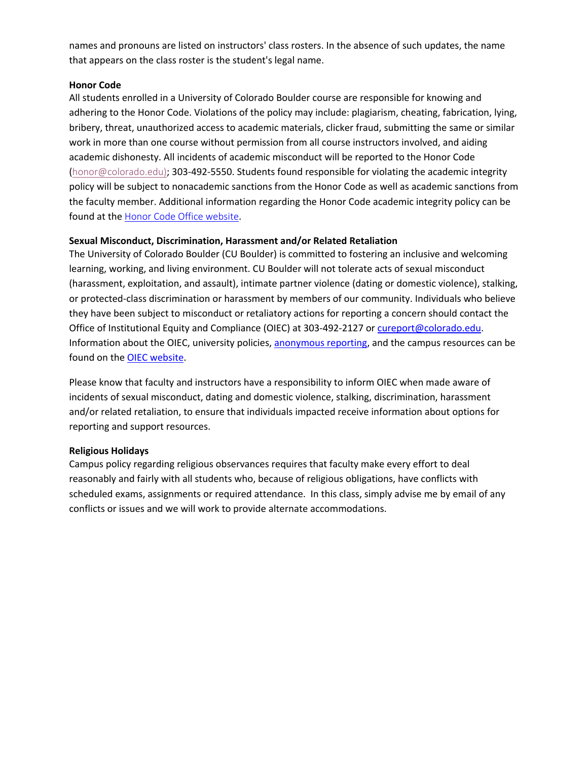names and pronouns are listed on instructors' class rosters. In the absence of such updates, the name that appears on the class roster is the student's legal name.

**Honor Code**

All students enrolled in a University of Colorado Boulder course are responsible for knowing and adhering to the Honor Code. Violations of the policy may include: plagiarism, cheating, fabrication, lying, bribery, threat, unauthorized access to academic materials, clicker fraud, submitting the same or similar work in more than one course without permission from all course instructors involved, and aiding academic dishonesty. All incidents of academic misconduct will be reported to the Honor Code (honor@colorado.edu); 303-492-5550. Students found responsible for violating the academic integrity policy will be subject to nonacademic sanctions from the Honor Code as well as academic sanctions from the faculty member. Additional information regarding the Honor Code academic integrity policy can be found at the Honor Code Office website.

**Sexual Misconduct, Discrimination, Harassment and/or Related Retaliation**

The University of Colorado Boulder (CU Boulder) is committed to fostering an inclusive and welcoming learning, working, and living environment. CU Boulder will not tolerate acts of sexual misconduct (harassment, exploitation, and assault), intimate partner violence (dating or domestic violence), stalking, or protected-class discrimination or harassment by members of our community. Individuals who believe they have been subject to misconduct or retaliatory actions for reporting a concern should contact the Office of Institutional Equity and Compliance (OIEC) at 303-492-2127 or cureport@colorado.edu. Information about the OIEC, university policies, anonymous reporting, and the campus resources can be found on the OIEC website.

Please know that faculty and instructors have a responsibility to inform OIEC when made aware of incidents of sexual misconduct, dating and domestic violence, stalking, discrimination, harassment and/or related retaliation, to ensure that individuals impacted receive information about options for reporting and support resources.

**Religious Holidays**

Campus policy regarding religious observances requires that faculty make every effort to deal reasonably and fairly with all students who, because of religious obligations, have conflicts with scheduled exams, assignments or required attendance. In this class, simply advise me by email of any conflicts or issues and we will work to provide alternate accommodations.